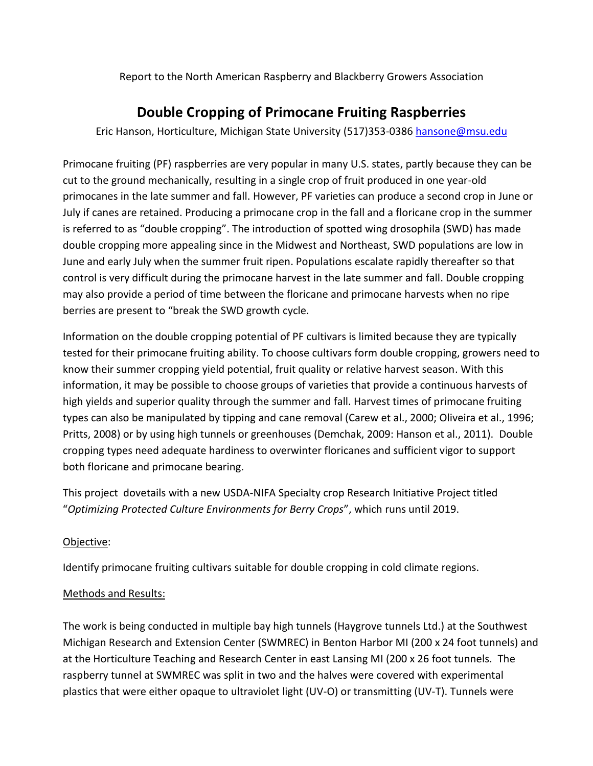Report to the North American Raspberry and Blackberry Growers Association

# Double Cropping of Primocane Fruiting Raspberries

Eric Hanson, Horticulture, Michigan State University (517)353-0386 hansone@msu.edu

Primocane fruiting (PF) raspberries are very popular in many U.S. states, partly because they can be cut to the ground mechanically, resulting in a single crop of fruit produced in one year-old primocanes in the late summer and fall. However, PF varieties can produce a second crop in June or July if canes are retained. Producing a primocane crop in the fall and a floricane crop in the summer is referred to as "double cropping". The introduction of spotted wing drosophila (SWD) has made double cropping more appealing since in the Midwest and Northeast, SWD populations are low in June and early July when the summer fruit ripen. Populations escalate rapidly thereafter so that control is very difficult during the primocane harvest in the late summer and fall. Double cropping may also provide a period of time between the floricane and primocane harvests when no ripe berries are present to "break the SWD growth cycle.

Information on the double cropping potential of PF cultivars is limited because they are typically tested for their primocane fruiting ability. To choose cultivars form double cropping, growers need to know their summer cropping yield potential, fruit quality or relative harvest season. With this information, it may be possible to choose groups of varieties that provide a continuous harvests of high yields and superior quality through the summer and fall. Harvest times of primocane fruiting types can also be manipulated by tipping and cane removal (Carew et al., 2000; Oliveira et al., 1996; Pritts, 2008) or by using high tunnels or greenhouses (Demchak, 2009: Hanson et al., 2011). Double cropping types need adequate hardiness to overwinter floricanes and sufficient vigor to support both floricane and primocane bearing.

This project dovetails with a new USDA-NIFA Specialty crop Research Initiative Project titled "*Optimizing Protected Culture Environments for Berry Crops*", which runs until 2019.

<u>Objective</u>:

Identify primocane fruiting cultivars suitable for double cropping in cold climate regions.

<u>Methods and Results:</u>

The work is being conducted in multiple bay high tunnels (Haygrove tunnels Ltd.) at the Southwest Michigan Research and Extension Center (SWMREC) in Benton Harbor MI (200 x 24 foot tunnels) and at the Horticulture Teaching and Research Center in east Lansing MI (200 x 26 foot tunnels. The raspberry tunnel at SWMREC was split in two and the halves were covered with experimental plastics that were either opaque to ultraviolet light (UV-O) or transmitting (UV-T). Tunnels were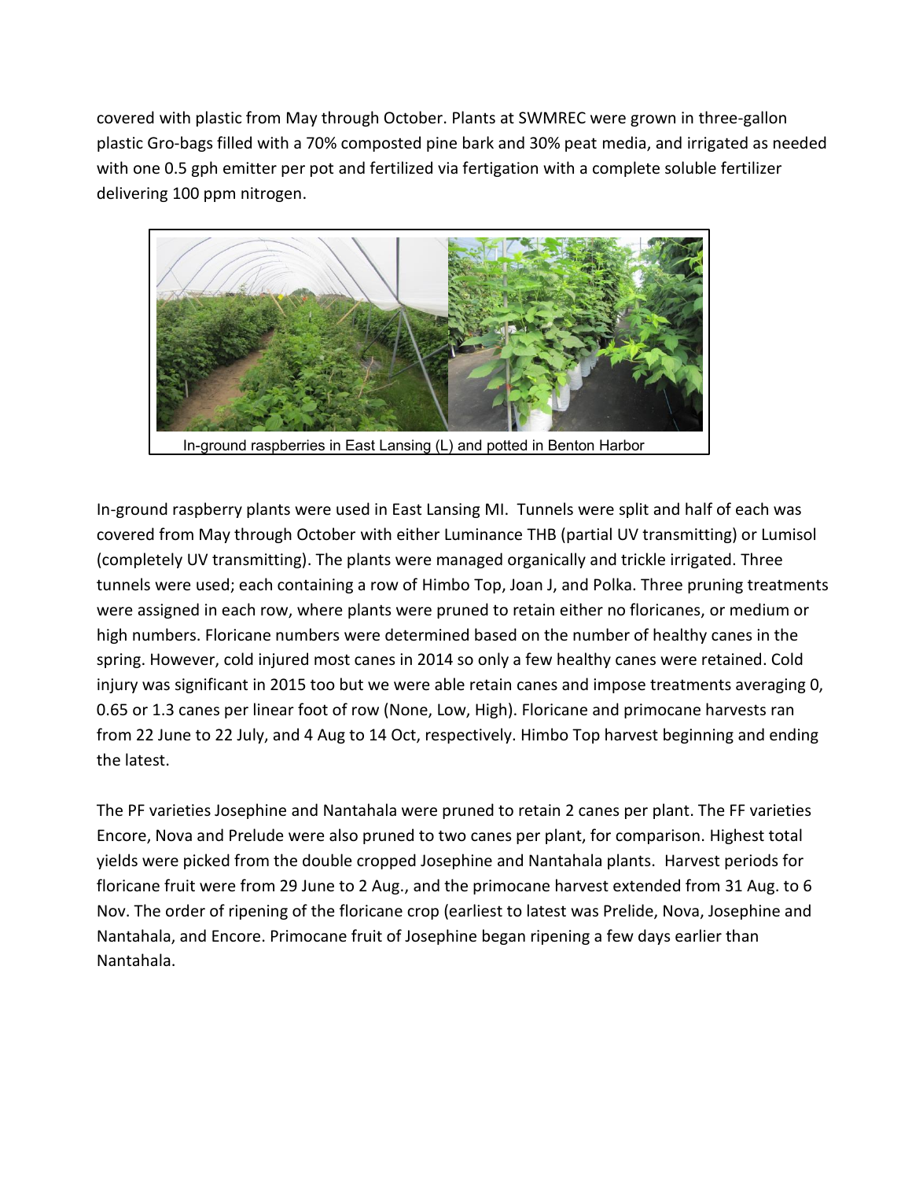covered with plastic from May through October. Plants at SWMREC were grown in three-gallon plastic Gro-bags filled with a 70% composted pine bark and 30% peat media, and irrigated as needed with one 0.5 gph emitter per pot and fertilized via fertigation with a complete soluble fertilizer delivering 100 ppm nitrogen.

In-ground raspberries in East Lansing (L) and potted in Benton Harbor

In-ground raspberry plants were used in East Lansing MI. Tunnels were split and half of each was covered from May through October with either Luminance THB (partial UV transmitting) or Lumisol (completely UV transmitting). The plants were managed organically and trickle irrigated. Three tunnels were used; each containing a row of Himbo Top, Joan J, and Polka. Three pruning treatments were assigned in each row, where plants were pruned to retain either no floricanes, or medium or high numbers. Floricane numbers were determined based on the number of healthy canes in the spring. However, cold injured most canes in 2014 so only a few healthy canes were retained. Cold injury was significant in 2015 too but we were able retain canes and impose treatments averaging 0, 0.65 or 1.3 canes per linear foot of row (None, Low, High). Floricane and primocane harvests ran from 22 June to 22 July, and 4 Aug to 14 Oct, respectively. Himbo Top harvest beginning and ending the latest.

The PF varieties Josephine and Nantahala were pruned to retain 2 canes per plant. The FF varieties Encore, Nova and Prelude were also pruned to two canes per plant, for comparison. Highest total yields were picked from the double cropped Josephine and Nantahala plants. Harvest periods for floricane fruit were from 29 June to 2 Aug., and the primocane harvest extended from 31 Aug. to 6 Nov. The order of ripening of the floricane crop (earliest to latest was Prelide, Nova, Josephine and Nantahala, and Encore. Primocane fruit of Josephine began ripening a few days earlier than Nantahala.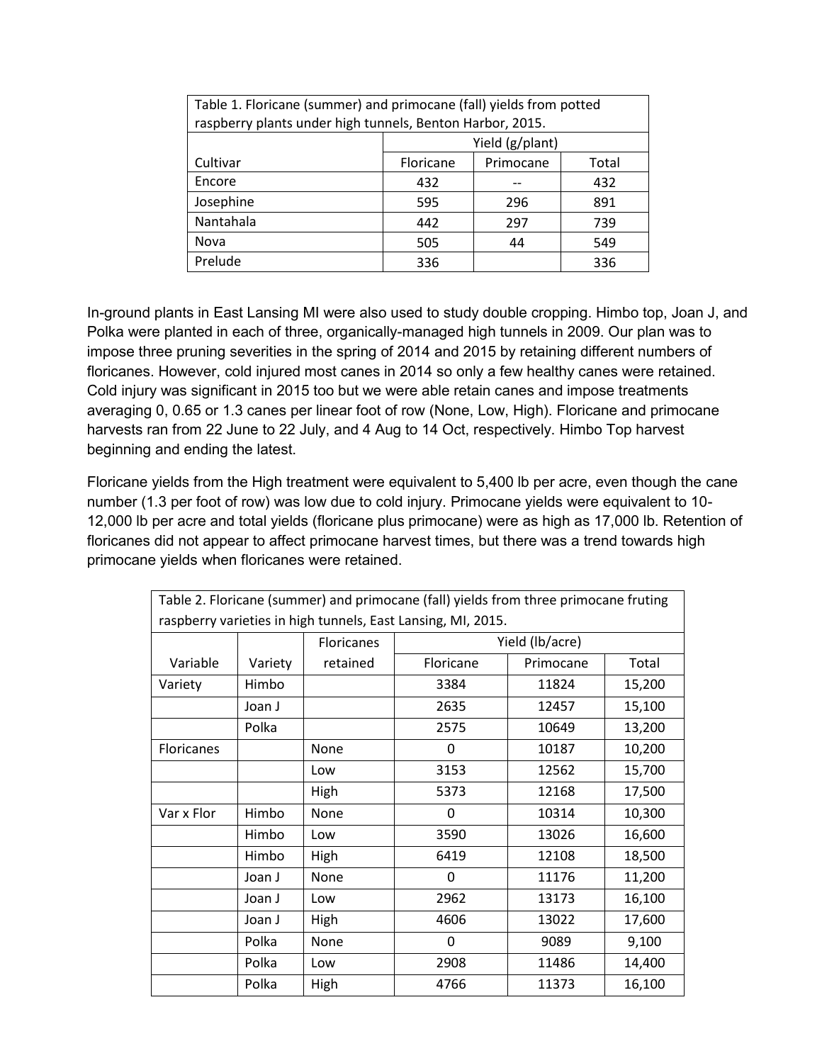| Table 1. Floricane (summer) and primocane (fall) yields from potted raspberry plants under high tunnels, Benton Harbor, 2015. | | | |
|---|---|---|---|
| | Yield (g/plant) | | |
| Cultivar | Floricane | Primocane | Total |
| Encore | 432 | -- | 432 |
| Josephine | 595 | 296 | 891 |
| Nantahala | 442 | 297 | 739 |
| Nova | 505 | 44 | 549 |
| Prelude | 336 | | 336 |

In-ground plants in East Lansing MI were also used to study double cropping. Himbo top, Joan J, and Polka were planted in each of three, organically-managed high tunnels in 2009. Our plan was to impose three pruning severities in the spring of 2014 and 2015 by retaining different numbers of floricanes. However, cold injured most canes in 2014 so only a few healthy canes were retained. Cold injury was significant in 2015 too but we were able retain canes and impose treatments averaging 0, 0.65 or 1.3 canes per linear foot of row (None, Low, High). Floricane and primocane harvests ran from 22 June to 22 July, and 4 Aug to 14 Oct, respectively. Himbo Top harvest beginning and ending the latest.

Floricane yields from the High treatment were equivalent to 5,400 lb per acre, even though the cane number (1.3 per foot of row) was low due to cold injury. Primocane yields were equivalent to 10-12,000 lb per acre and total yields (floricane plus primocane) were as high as 17,000 lb. Retention of floricanes did not appear to affect primocane harvest times, but there was a trend towards high primocane yields when floricanes were retained.

| Table 2. Floricane (summer) and primocane (fall) yields from three primocane fruting raspberry varieties in high tunnels, East Lansing, MI, 2015. | | | | | |
|---|---|---|---|---|---|
| | | Floricanes | Yield (lb/acre) | | |
| Variable | Variety | retained | Floricane | Primocane | Total |
| Variety | Himbo | | 3384 | 11824 | 15,200 |
| | Joan J | | 2635 | 12457 | 15,100 |
| | Polka | | 2575 | 10649 | 13,200 |
| Floricanes | | None | 0 | 10187 | 10,200 |
| | | Low | 3153 | 12562 | 15,700 |
| | | High | 5373 | 12168 | 17,500 |
| Var x Flor | Himbo | None | 0 | 10314 | 10,300 |
| | Himbo | Low | 3590 | 13026 | 16,600 |
| | Himbo | High | 6419 | 12108 | 18,500 |
| | Joan J | None | 0 | 11176 | 11,200 |
| | Joan J | Low | 2962 | 13173 | 16,100 |
| | Joan J | High | 4606 | 13022 | 17,600 |
| | Polka | None | 0 | 9089 | 9,100 |
| | Polka | Low | 2908 | 11486 | 14,400 |
| | Polka | High | 4766 | 11373 | 16,100 |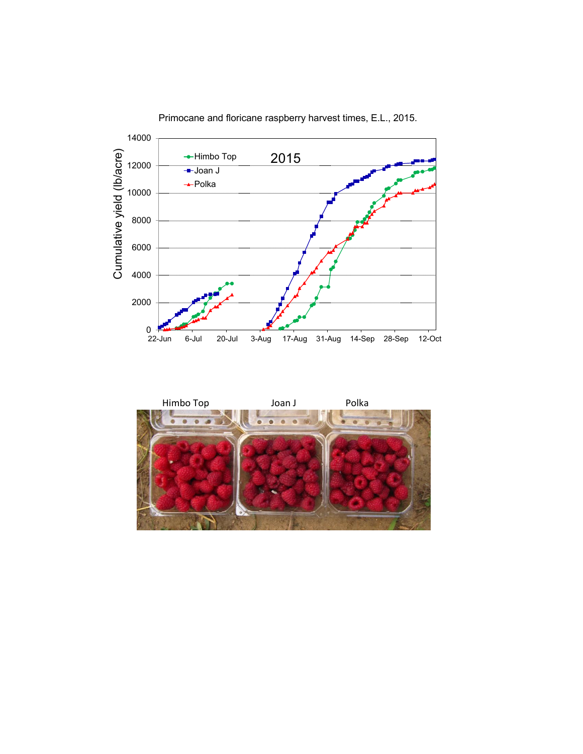Primocane and floricane raspberry harvest times, E.L., 2015.

2015

Cumulative yield (lb/acre)

14000
12000
10000
8000
6000
4000
2000
0

22-Jun
6-Jul
20-Jul
3-Aug
17-Aug
31-Aug
14-Sep
28-Sep
12-Oct

Himbo Top
Joan J
Polka

Himbo Top
Joan J
Polka